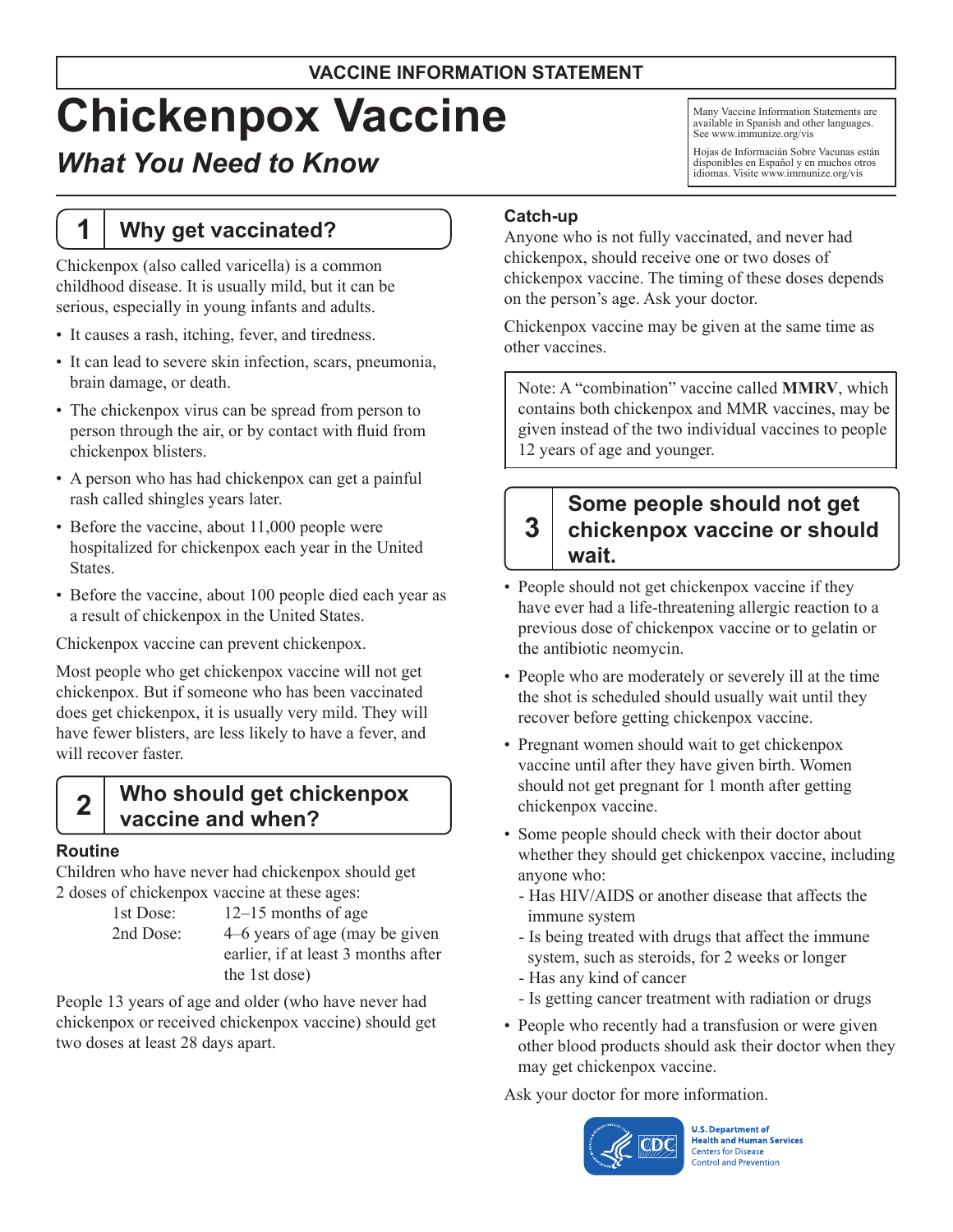**VACCINE INFORMATION STATEMENT**

# Chickenpox Vaccine

## *What You Need to Know*

Many Vaccine Information Statements are available in Spanish and other languages. See www.immunize.org/vis

Hojas de Información Sobre Vacunas están disponibles en Español y en muchos otros idiomas. Visite www.immunize.org/vis

## 1 Why get vaccinated?

Chickenpox (also called varicella) is a common childhood disease. It is usually mild, but it can be serious, especially in young infants and adults.

- It causes a rash, itching, fever, and tiredness.
- It can lead to severe skin infection, scars, pneumonia, brain damage, or death.
- The chickenpox virus can be spread from person to person through the air, or by contact with fluid from chickenpox blisters.
- A person who has had chickenpox can get a painful rash called shingles years later.
- Before the vaccine, about 11,000 people were hospitalized for chickenpox each year in the United States.
- Before the vaccine, about 100 people died each year as a result of chickenpox in the United States.

Chickenpox vaccine can prevent chickenpox.

Most people who get chickenpox vaccine will not get chickenpox. But if someone who has been vaccinated does get chickenpox, it is usually very mild. They will have fewer blisters, are less likely to have a fever, and will recover faster.

## 2 Who should get chickenpox vaccine and when?

### Routine

Children who have never had chickenpox should get 2 doses of chickenpox vaccine at these ages:

1st Dose: 12–15 months of age
2nd Dose: 4–6 years of age (may be given earlier, if at least 3 months after the 1st dose)

People 13 years of age and older (who have never had chickenpox or received chickenpox vaccine) should get two doses at least 28 days apart.

### Catch-up

Anyone who is not fully vaccinated, and never had chickenpox, should receive one or two doses of chickenpox vaccine. The timing of these doses depends on the person's age. Ask your doctor.

Chickenpox vaccine may be given at the same time as other vaccines.

> Note: A "combination" vaccine called **MMRV**, which contains both chickenpox and MMR vaccines, may be given instead of the two individual vaccines to people 12 years of age and younger.

## 3 Some people should not get chickenpox vaccine or should wait.

- People should not get chickenpox vaccine if they have ever had a life-threatening allergic reaction to a previous dose of chickenpox vaccine or to gelatin or the antibiotic neomycin.
- People who are moderately or severely ill at the time the shot is scheduled should usually wait until they recover before getting chickenpox vaccine.
- Pregnant women should wait to get chickenpox vaccine until after they have given birth. Women should not get pregnant for 1 month after getting chickenpox vaccine.
- Some people should check with their doctor about whether they should get chickenpox vaccine, including anyone who:
  - Has HIV/AIDS or another disease that affects the immune system
  - Is being treated with drugs that affect the immune system, such as steroids, for 2 weeks or longer
  - Has any kind of cancer
  - Is getting cancer treatment with radiation or drugs
- People who recently had a transfusion or were given other blood products should ask their doctor when they may get chickenpox vaccine.

Ask your doctor for more information.

U.S. Department of Health and Human Services
Centers for Disease Control and Prevention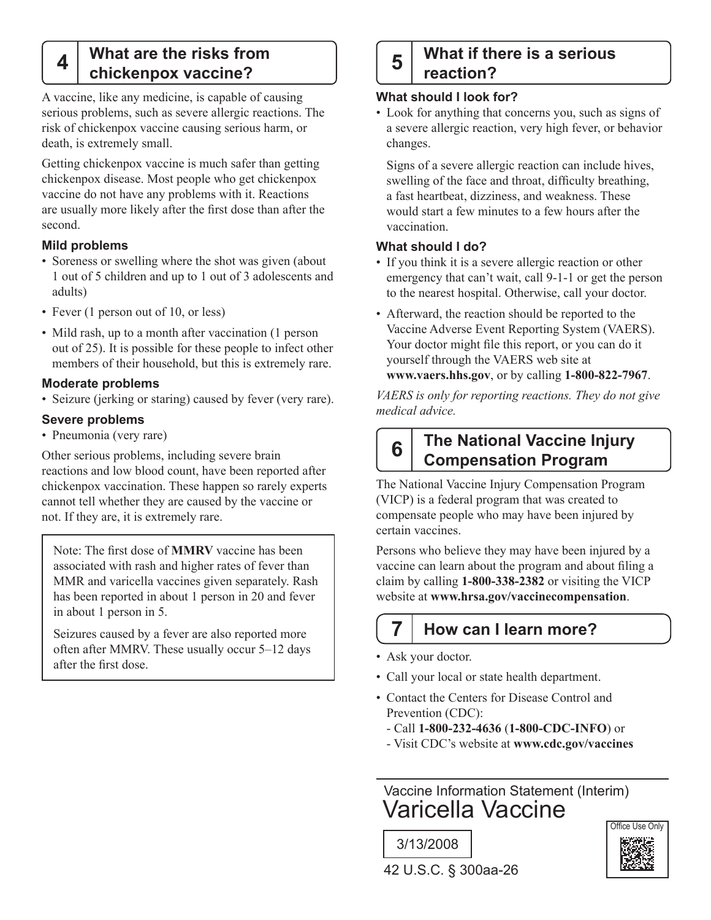## 4 What are the risks from chickenpox vaccine?

A vaccine, like any medicine, is capable of causing serious problems, such as severe allergic reactions. The risk of chickenpox vaccine causing serious harm, or death, is extremely small.

Getting chickenpox vaccine is much safer than getting chickenpox disease. Most people who get chickenpox vaccine do not have any problems with it. Reactions are usually more likely after the first dose than after the second.

### Mild problems

- Soreness or swelling where the shot was given (about 1 out of 5 children and up to 1 out of 3 adolescents and adults)
- Fever (1 person out of 10, or less)
- Mild rash, up to a month after vaccination (1 person out of 25). It is possible for these people to infect other members of their household, but this is extremely rare.

### Moderate problems

- Seizure (jerking or staring) caused by fever (very rare).

### Severe problems

- Pneumonia (very rare)

Other serious problems, including severe brain reactions and low blood count, have been reported after chickenpox vaccination. These happen so rarely experts cannot tell whether they are caused by the vaccine or not. If they are, it is extremely rare.

Note: The first dose of **MMRV** vaccine has been associated with rash and higher rates of fever than MMR and varicella vaccines given separately. Rash has been reported in about 1 person in 20 and fever in about 1 person in 5.

Seizures caused by a fever are also reported more often after MMRV. These usually occur 5–12 days after the first dose.

## 5 What if there is a serious reaction?

### What should I look for?

- Look for anything that concerns you, such as signs of a severe allergic reaction, very high fever, or behavior changes.

  Signs of a severe allergic reaction can include hives, swelling of the face and throat, difficulty breathing, a fast heartbeat, dizziness, and weakness. These would start a few minutes to a few hours after the vaccination.

### What should I do?

- If you think it is a severe allergic reaction or other emergency that can't wait, call 9-1-1 or get the person to the nearest hospital. Otherwise, call your doctor.
- Afterward, the reaction should be reported to the Vaccine Adverse Event Reporting System (VAERS). Your doctor might file this report, or you can do it yourself through the VAERS web site at **www.vaers.hhs.gov**, or by calling **1-800-822-7967**.

*VAERS is only for reporting reactions. They do not give medical advice.*

## 6 The National Vaccine Injury Compensation Program

The National Vaccine Injury Compensation Program (VICP) is a federal program that was created to compensate people who may have been injured by certain vaccines.

Persons who believe they may have been injured by a vaccine can learn about the program and about filing a claim by calling **1-800-338-2382** or visiting the VICP website at **www.hrsa.gov/vaccinecompensation**.

## 7 How can I learn more?

- Ask your doctor.
- Call your local or state health department.
- Contact the Centers for Disease Control and Prevention (CDC):
  - Call **1-800-232-4636** (**1-800-CDC-INFO**) or
  - Visit CDC's website at **www.cdc.gov/vaccines**

Vaccine Information Statement (Interim)

Varicella Vaccine

3/13/2008

42 U.S.C. § 300aa-26

Office Use Only